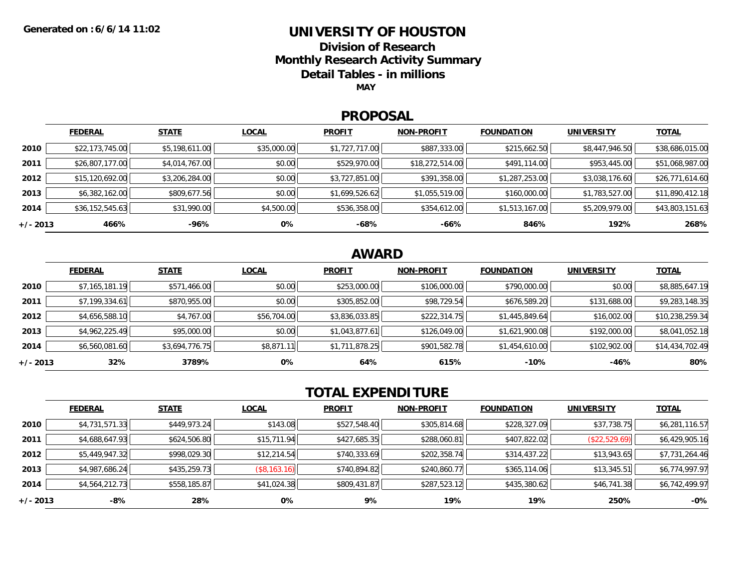Generated on : 6/6/14 11:02

# UNIVERSITY OF HOUSTON

## Division of Research

## Monthly Research Activity Summary

## Detail Tables - in millions

**MAY**

## PROPOSAL

| | FEDERAL | STATE | LOCAL | PROFIT | NON-PROFIT | FOUNDATION | UNIVERSITY | TOTAL |
|---|---|---|---|---|---|---|---|---|
| **2010** | $22,173,745.00 | $5,198,611.00 | $35,000.00 | $1,727,717.00 | $887,333.00 | $215,662.50 | $8,447,946.50 | $38,686,015.00 |
| **2011** | $26,807,177.00 | $4,014,767.00 | $0.00 | $529,970.00 | $18,272,514.00 | $491,114.00 | $953,445.00 | $51,068,987.00 |
| **2012** | $15,120,692.00 | $3,206,284.00 | $0.00 | $3,727,851.00 | $391,358.00 | $1,287,253.00 | $3,038,176.60 | $26,771,614.60 |
| **2013** | $6,382,162.00 | $809,677.56 | $0.00 | $1,699,526.62 | $1,055,519.00 | $160,000.00 | $1,783,527.00 | $11,890,412.18 |
| **2014** | $36,152,545.63 | $31,990.00 | $4,500.00 | $536,358.00 | $354,612.00 | $1,513,167.00 | $5,209,979.00 | $43,803,151.63 |
| **+/- 2013** | **466%** | **-96%** | **0%** | **-68%** | **-66%** | **846%** | **192%** | **268%** |

## AWARD

| | FEDERAL | STATE | LOCAL | PROFIT | NON-PROFIT | FOUNDATION | UNIVERSITY | TOTAL |
|---|---|---|---|---|---|---|---|---|
| **2010** | $7,165,181.19 | $571,466.00 | $0.00 | $253,000.00 | $106,000.00 | $790,000.00 | $0.00 | $8,885,647.19 |
| **2011** | $7,199,334.61 | $870,955.00 | $0.00 | $305,852.00 | $98,729.54 | $676,589.20 | $131,688.00 | $9,283,148.35 |
| **2012** | $4,656,588.10 | $4,767.00 | $56,704.00 | $3,836,033.85 | $222,314.75 | $1,445,849.64 | $16,002.00 | $10,238,259.34 |
| **2013** | $4,962,225.49 | $95,000.00 | $0.00 | $1,043,877.61 | $126,049.00 | $1,621,900.08 | $192,000.00 | $8,041,052.18 |
| **2014** | $6,560,081.60 | $3,694,776.75 | $8,871.11 | $1,711,878.25 | $901,582.78 | $1,454,610.00 | $102,902.00 | $14,434,702.49 |
| **+/- 2013** | **32%** | **3789%** | **0%** | **64%** | **615%** | **-10%** | **-46%** | **80%** |

## TOTAL EXPENDITURE

| | FEDERAL | STATE | LOCAL | PROFIT | NON-PROFIT | FOUNDATION | UNIVERSITY | TOTAL |
|---|---|---|---|---|---|---|---|---|
| **2010** | $4,731,571.33 | $449,973.24 | $143.08 | $527,548.40 | $305,814.68 | $228,327.09 | $37,738.75 | $6,281,116.57 |
| **2011** | $4,688,647.93 | $624,506.80 | $15,711.94 | $427,685.35 | $288,060.81 | $407,822.02 | ($22,529.69) | $6,429,905.16 |
| **2012** | $5,449,947.32 | $998,029.30 | $12,214.54 | $740,333.69 | $202,358.74 | $314,437.22 | $13,943.65 | $7,731,264.46 |
| **2013** | $4,987,686.24 | $435,259.73 | ($8,163.16) | $740,894.82 | $240,860.77 | $365,114.06 | $13,345.51 | $6,774,997.97 |
| **2014** | $4,564,212.73 | $558,185.87 | $41,024.38 | $809,431.87 | $287,523.12 | $435,380.62 | $46,741.38 | $6,742,499.97 |
| **+/- 2013** | **-8%** | **28%** | **0%** | **9%** | **19%** | **19%** | **250%** | **-0%** |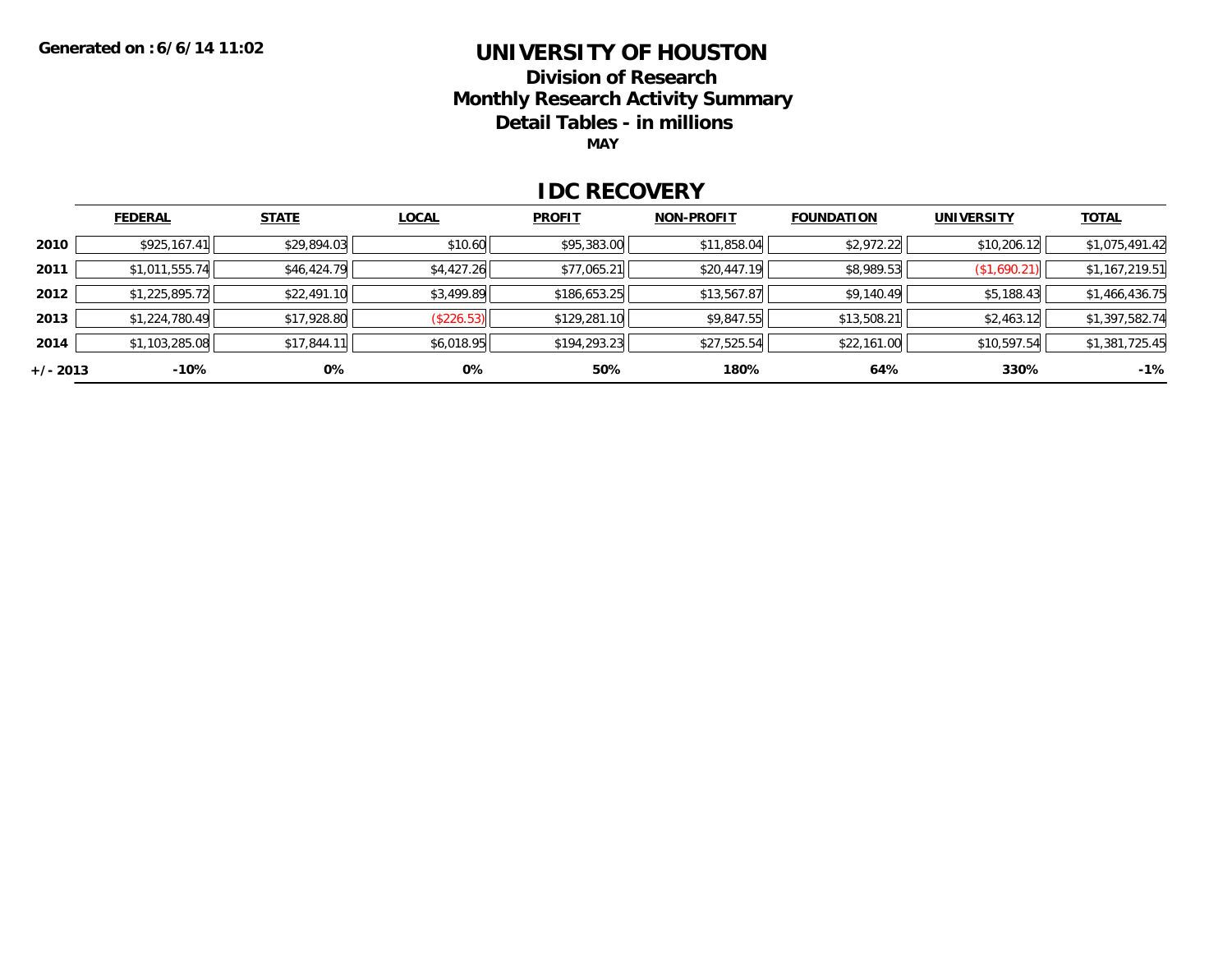Generated on : 6/6/14 11:02

# UNIVERSITY OF HOUSTON

## Division of Research
## Monthly Research Activity Summary
## Detail Tables - in millions

**MAY**

## IDC RECOVERY

| | FEDERAL | STATE | LOCAL | PROFIT | NON-PROFIT | FOUNDATION | UNIVERSITY | TOTAL |
|---|---|---|---|---|---|---|---|---|
| **2010** | $925,167.41 | $29,894.03 | $10.60 | $95,383.00 | $11,858.04 | $2,972.22 | $10,206.12 | $1,075,491.42 |
| **2011** | $1,011,555.74 | $46,424.79 | $4,427.26 | $77,065.21 | $20,447.19 | $8,989.53 | ($1,690.21) | $1,167,219.51 |
| **2012** | $1,225,895.72 | $22,491.10 | $3,499.89 | $186,653.25 | $13,567.87 | $9,140.49 | $5,188.43 | $1,466,436.75 |
| **2013** | $1,224,780.49 | $17,928.80 | ($226.53) | $129,281.10 | $9,847.55 | $13,508.21 | $2,463.12 | $1,397,582.74 |
| **2014** | $1,103,285.08 | $17,844.11 | $6,018.95 | $194,293.23 | $27,525.54 | $22,161.00 | $10,597.54 | $1,381,725.45 |
| **+/- 2013** | **-10%** | **0%** | **0%** | **50%** | **180%** | **64%** | **330%** | **-1%** |